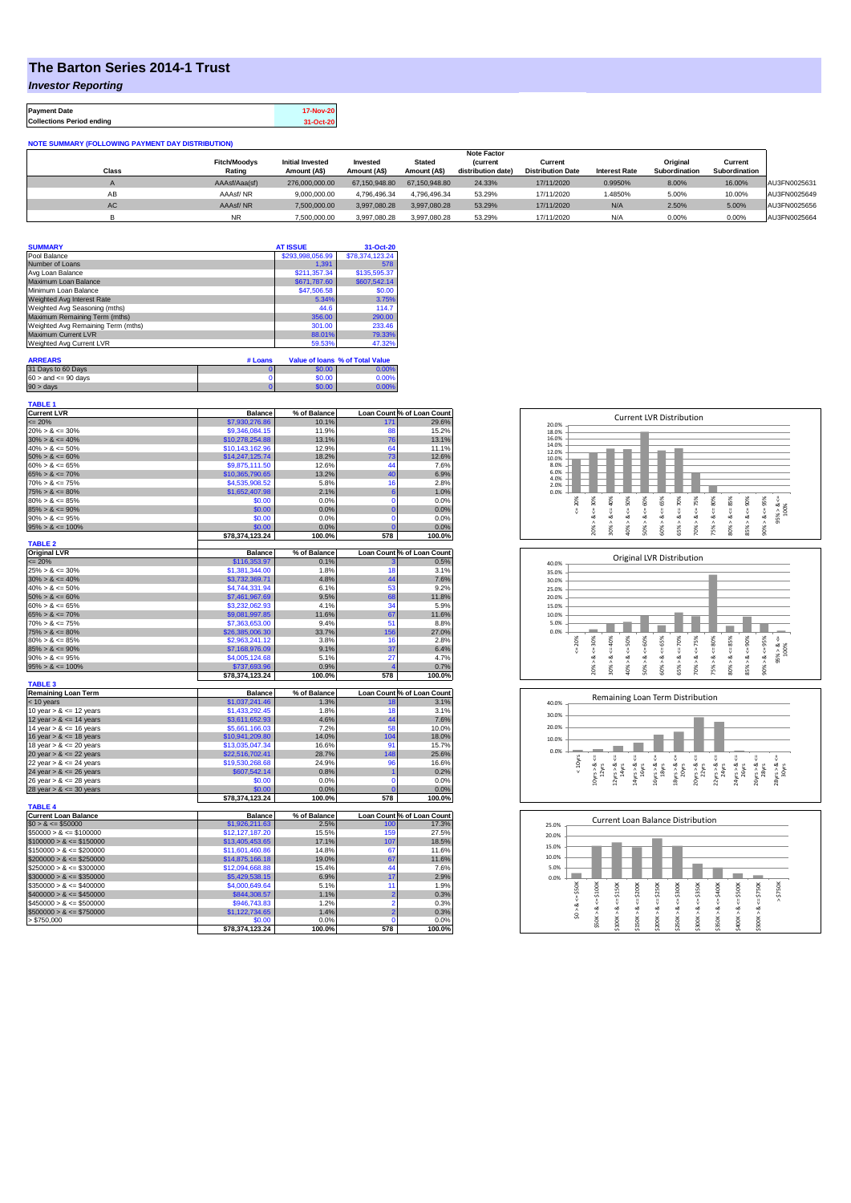# The Barton Series 2014-1 Trust

*Investor Reporting*

| | |
|---|---|
| **Payment Date** | 17-Nov-20 |
| **Collections Period ending** | 31-Oct-20 |

**NOTE SUMMARY (FOLLOWING PAYMENT DAY DISTRIBUTION)**

| Class | Fitch/Moodys Rating | Initial Invested Amount (A$) | Invested Amount (A$) | Stated Amount (A$) | Note Factor (current distribution date) | Current Distribution Date | Interest Rate | Original Subordination | Current Subordination | |
|---|---|---|---|---|---|---|---|---|---|---|
| A | AAAsf/Aaa(sf) | 276,000,000.00 | 67,150,948.80 | 67,150,948.80 | 24.33% | 17/11/2020 | 0.9950% | 8.00% | 16.00% | AU3FN0025631 |
| AB | AAAsf/ NR | 9,000,000.00 | 4,796,496.34 | 4,796,496.34 | 53.29% | 17/11/2020 | 1.4850% | 5.00% | 10.00% | AU3FN0025649 |
| AC | AAAsf/ NR | 7,500,000.00 | 3,997,080.28 | 3,997,080.28 | 53.29% | 17/11/2020 | N/A | 2.50% | 5.00% | AU3FN0025656 |
| B | NR | 7,500,000.00 | 3,997,080.28 | 3,997,080.28 | 53.29% | 17/11/2020 | N/A | 0.00% | 0.00% | AU3FN0025664 |

| SUMMARY | AT ISSUE | 31-Oct-20 |
|---|---|---|
| Pool Balance | $293,998,056.99 | $78,374,123.24 |
| Number of Loans | 1,391 | 578 |
| Avg Loan Balance | $211,357.34 | $135,595.37 |
| Maximum Loan Balance | $671,787.60 | $607,542.14 |
| Minimum Loan Balance | $47,506.58 | $0.00 |
| Weighted Avg Interest Rate | 5.34% | 3.75% |
| Weighted Avg Seasoning (mths) | 44.6 | 114.7 |
| Maximum Remaining Term (mths) | 356.00 | 290.00 |
| Weighted Avg Remaining Term (mths) | 301.00 | 233.46 |
| Maximum Current LVR | 88.01% | 79.33% |
| Weighted Avg Current LVR | 59.53% | 47.32% |

| ARREARS | # Loans | Value of loans | % of Total Value |
|---|---|---|---|
| 31 Days to 60 Days | 0 | $0.00 | 0.00% |
| 60 > and <= 90 days | 0 | $0.00 | 0.00% |
| 90 > days | 0 | $0.00 | 0.00% |

**TABLE 1**

| Current LVR | Balance | % of Balance | Loan Count | % of Loan Count |
|---|---|---|---|---|
| <= 20% | $7,930,276.86 | 10.1% | 171 | 29.6% |
| 20% > & <= 30% | $9,346,084.15 | 11.9% | 88 | 15.2% |
| 30% > & <= 40% | $10,278,254.88 | 13.1% | 76 | 13.1% |
| 40% > & <= 50% | $10,143,162.96 | 12.9% | 64 | 11.1% |
| 50% > & <= 60% | $14,247,125.74 | 18.2% | 73 | 12.6% |
| 60% > & <= 65% | $9,875,111.50 | 12.6% | 44 | 7.6% |
| 65% > & <= 70% | $10,365,790.65 | 13.2% | 40 | 6.9% |
| 70% > & <= 75% | $4,535,908.52 | 5.8% | 16 | 2.8% |
| 75% > & <= 80% | $1,652,407.98 | 2.1% | 6 | 1.0% |
| 80% > & <= 85% | $0.00 | 0.0% | 0 | 0.0% |
| 85% > & <= 90% | $0.00 | 0.0% | 0 | 0.0% |
| 90% > & <= 95% | $0.00 | 0.0% | 0 | 0.0% |
| 95% > & <= 100% | $0.00 | 0.0% | 0 | 0.0% |
| | $78,374,123.24 | 100.0% | 578 | 100.0% |

**TABLE 2**

| Original LVR | Balance | % of Balance | Loan Count | % of Loan Count |
|---|---|---|---|---|
| <= 20% | $116,353.97 | 0.1% | 3 | 0.5% |
| 25% > & <= 30% | $1,381,344.00 | 1.8% | 18 | 3.1% |
| 30% > & <= 40% | $3,732,369.71 | 4.8% | 44 | 7.6% |
| 40% > & <= 50% | $4,744,331.94 | 6.1% | 53 | 9.2% |
| 50% > & <= 60% | $7,461,967.69 | 9.5% | 68 | 11.8% |
| 60% > & <= 65% | $3,232,062.93 | 4.1% | 34 | 5.9% |
| 65% > & <= 70% | $9,081,997.85 | 11.6% | 67 | 11.6% |
| 70% > & <= 75% | $7,363,653.00 | 9.4% | 51 | 8.8% |
| 75% > & <= 80% | $26,385,006.30 | 33.7% | 156 | 27.0% |
| 80% > & <= 85% | $2,963,241.12 | 3.8% | 16 | 2.8% |
| 85% > & <= 90% | $7,168,976.09 | 9.1% | 37 | 6.4% |
| 90% > & <= 95% | $4,005,124.68 | 5.1% | 27 | 4.7% |
| 95% > & <= 100% | $737,693.96 | 0.9% | 4 | 0.7% |
| | $78,374,123.24 | 100.0% | 578 | 100.0% |

**TABLE 3**

| Remaining Loan Term | Balance | % of Balance | Loan Count | % of Loan Count |
|---|---|---|---|---|
| < 10 years | $1,037,241.46 | 1.3% | 18 | 3.1% |
| 10 year > & <= 12 years | $1,433,292.45 | 1.8% | 18 | 3.1% |
| 12 year > & <= 14 years | $3,611,652.93 | 4.6% | 44 | 7.6% |
| 14 year > & <= 16 years | $5,661,166.03 | 7.2% | 58 | 10.0% |
| 16 year > & <= 18 years | $10,941,209.80 | 14.0% | 104 | 18.0% |
| 18 year > & <= 20 years | $13,035,047.34 | 16.6% | 91 | 15.7% |
| 20 year > & <= 22 years | $22,516,702.41 | 28.7% | 148 | 25.6% |
| 22 year > & <= 24 years | $19,530,268.68 | 24.9% | 96 | 16.6% |
| 24 year > & <= 26 years | $607,542.14 | 0.8% | 1 | 0.2% |
| 26 year > & <= 28 years | $0.00 | 0.0% | 0 | 0.0% |
| 28 year > & <= 30 years | $0.00 | 0.0% | 0 | 0.0% |
| | $78,374,123.24 | 100.0% | 578 | 100.0% |

**TABLE 4**

| Current Loan Balance | Balance | % of Balance | Loan Count | % of Loan Count |
|---|---|---|---|---|
| $0 > & <= $50000 | $1,926,211.63 | 2.5% | 100 | 17.3% |
| $50000 > & <= $100000 | $12,127,187.20 | 15.5% | 159 | 27.5% |
| $100000 > & <= $150000 | $13,405,453.65 | 17.1% | 107 | 18.5% |
| $150000 > & <= $200000 | $11,601,460.86 | 14.8% | 67 | 11.6% |
| $200000 > & <= $250000 | $14,875,166.18 | 19.0% | 67 | 11.6% |
| $250000 > & <= $300000 | $12,094,668.88 | 15.4% | 44 | 7.6% |
| $300000 > & <= $350000 | $5,429,538.15 | 6.9% | 17 | 2.9% |
| $350000 > & <= $400000 | $4,000,649.64 | 5.1% | 11 | 1.9% |
| $400000 > & <= $450000 | $844,308.57 | 1.1% | 2 | 0.3% |
| $450000 > & <= $500000 | $946,743.83 | 1.2% | 2 | 0.3% |
| $500000 > & <= $750000 | $1,122,734.65 | 1.4% | 2 | 0.3% |
| > $750,000 | $0.00 | 0.0% | 0 | 0.0% |
| | $78,374,123.24 | 100.0% | 578 | 100.0% |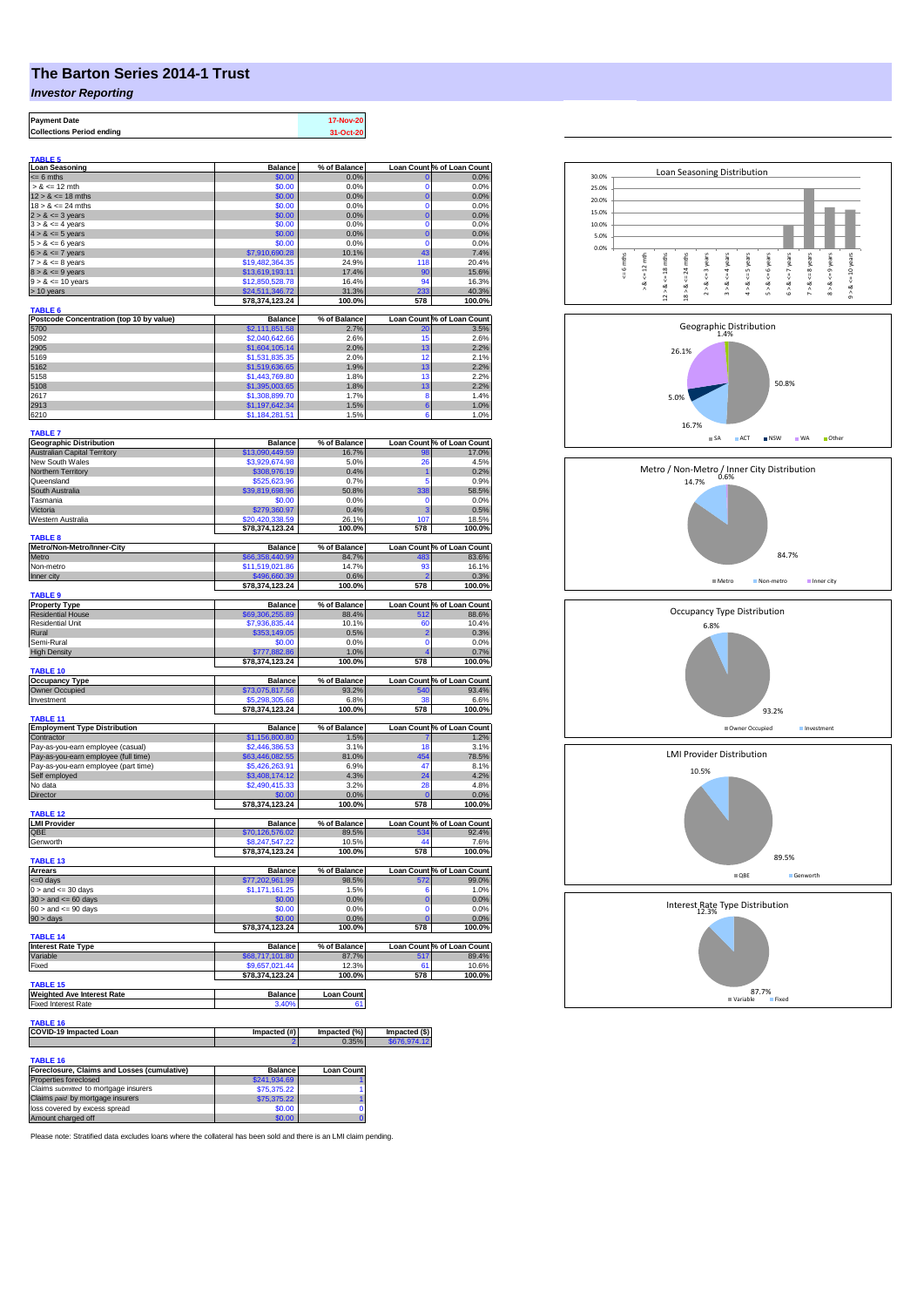# The Barton Series 2014-1 Trust

***Investor Reporting***

| | |
|---|---|
| **Payment Date** | 17-Nov-20 |
| **Collections Period ending** | 31-Oct-20 |

**TABLE 5**

| Loan Seasoning | Balance | % of Balance | Loan Count | % of Loan Count |
|---|---|---|---|---|
| <= 6 mths | $0.00 | 0.0% | 0 | 0.0% |
| > & <= 12 mth | $0.00 | 0.0% | 0 | 0.0% |
| 12 > & <= 18 mths | $0.00 | 0.0% | 0 | 0.0% |
| 18 > & <= 24 mths | $0.00 | 0.0% | 0 | 0.0% |
| 2 > & <= 3 years | $0.00 | 0.0% | 0 | 0.0% |
| 3 > & <= 4 years | $0.00 | 0.0% | 0 | 0.0% |
| 4 > & <= 5 years | $0.00 | 0.0% | 0 | 0.0% |
| 5 > & <= 6 years | $0.00 | 0.0% | 0 | 0.0% |
| 6 > & <= 7 years | $7,910,690.28 | 10.1% | 43 | 7.4% |
| 7 > & <= 8 years | $19,482,364.35 | 24.9% | 118 | 20.4% |
| 8 > & <= 9 years | $13,619,193.11 | 17.4% | 90 | 15.6% |
| 9 > & <= 10 years | $12,850,528.78 | 16.4% | 94 | 16.3% |
| > 10 years | $24,511,346.72 | 31.3% | 233 | 40.3% |
| | $78,374,123.24 | 100.0% | 578 | 100.0% |

**TABLE 6**

| Postcode Concentration (top 10 by value) | Balance | % of Balance | Loan Count | % of Loan Count |
|---|---|---|---|---|
| 5700 | $2,111,851.58 | 2.7% | 20 | 3.5% |
| 5092 | $2,040,642.66 | 2.6% | 15 | 2.6% |
| 2905 | $1,604,105.14 | 2.0% | 13 | 2.2% |
| 5169 | $1,531,835.35 | 2.0% | 12 | 2.1% |
| 5162 | $1,519,636.65 | 1.9% | 13 | 2.2% |
| 5158 | $1,443,769.80 | 1.8% | 13 | 2.2% |
| 5108 | $1,395,003.65 | 1.8% | 13 | 2.2% |
| 2617 | $1,308,899.70 | 1.7% | 8 | 1.4% |
| 2913 | $1,197,642.34 | 1.5% | 6 | 1.0% |
| 6210 | $1,184,281.51 | 1.5% | 6 | 1.0% |

**TABLE 7**

| Geographic Distribution | Balance | % of Balance | Loan Count | % of Loan Count |
|---|---|---|---|---|
| Australian Capital Territory | $13,090,449.59 | 16.7% | 98 | 17.0% |
| New South Wales | $3,929,674.98 | 5.0% | 26 | 4.5% |
| Northern Territory | $308,976.19 | 0.4% | 1 | 0.2% |
| Queensland | $525,623.96 | 0.7% | 5 | 0.9% |
| South Australia | $39,819,698.96 | 50.8% | 338 | 58.5% |
| Tasmania | $0.00 | 0.0% | 0 | 0.0% |
| Victoria | $279,360.97 | 0.4% | 3 | 0.5% |
| Western Australia | $20,420,338.59 | 26.1% | 107 | 18.5% |
| | $78,374,123.24 | 100.0% | 578 | 100.0% |

**TABLE 8**

| Metro/Non-Metro/Inner-City | Balance | % of Balance | Loan Count | % of Loan Count |
|---|---|---|---|---|
| Metro | $66,358,440.99 | 84.7% | 483 | 83.6% |
| Non-metro | $11,519,021.86 | 14.7% | 93 | 16.1% |
| Inner city | $496,660.39 | 0.6% | 2 | 0.3% |
| | $78,374,123.24 | 100.0% | 578 | 100.0% |

**TABLE 9**

| Property Type | Balance | % of Balance | Loan Count | % of Loan Count |
|---|---|---|---|---|
| Residential House | $69,306,255.89 | 88.4% | 512 | 88.6% |
| Residential Unit | $7,936,835.44 | 10.1% | 60 | 10.4% |
| Rural | $353,149.05 | 0.5% | 2 | 0.3% |
| Semi-Rural | $0.00 | 0.0% | 0 | 0.0% |
| High Density | $777,882.86 | 1.0% | 4 | 0.7% |
| | $78,374,123.24 | 100.0% | 578 | 100.0% |

**TABLE 10**

| Occupancy Type | Balance | % of Balance | Loan Count | % of Loan Count |
|---|---|---|---|---|
| Owner Occupied | $73,075,817.56 | 93.2% | 540 | 93.4% |
| Investment | $5,298,305.68 | 6.8% | 38 | 6.6% |
| | $78,374,123.24 | 100.0% | 578 | 100.0% |

**TABLE 11**

| Employment Type Distribution | Balance | % of Balance | Loan Count | % of Loan Count |
|---|---|---|---|---|
| Contractor | $1,156,800.80 | 1.5% | 7 | 1.2% |
| Pay-as-you-earn employee (casual) | $2,446,386.53 | 3.1% | 18 | 3.1% |
| Pay-as-you-earn employee (full time) | $63,446,082.55 | 81.0% | 454 | 78.5% |
| Pay-as-you-earn employee (part time) | $5,426,263.91 | 6.9% | 47 | 8.1% |
| Self employed | $3,408,174.12 | 4.3% | 24 | 4.2% |
| No data | $2,490,415.33 | 3.2% | 28 | 4.8% |
| Director | $0.00 | 0.0% | 0 | 0.0% |
| | $78,374,123.24 | 100.0% | 578 | 100.0% |

**TABLE 12**

| LMI Provider | Balance | % of Balance | Loan Count | % of Loan Count |
|---|---|---|---|---|
| QBE | $70,126,576.02 | 89.5% | 534 | 92.4% |
| Genworth | $8,247,547.22 | 10.5% | 44 | 7.6% |
| | $78,374,123.24 | 100.0% | 578 | 100.0% |

**TABLE 13**

| Arrears | Balance | % of Balance | Loan Count | % of Loan Count |
|---|---|---|---|---|
| <=0 days | $77,202,961.99 | 98.5% | 572 | 99.0% |
| 0 > and <= 30 days | $1,171,161.25 | 1.5% | 6 | 1.0% |
| 30 > and <= 60 days | $0.00 | 0.0% | 0 | 0.0% |
| 60 > and <= 90 days | $0.00 | 0.0% | 0 | 0.0% |
| 90 > days | $0.00 | 0.0% | 0 | 0.0% |
| | $78,374,123.24 | 100.0% | 578 | 100.0% |

**TABLE 14**

| Interest Rate Type | Balance | % of Balance | Loan Count | % of Loan Count |
|---|---|---|---|---|
| Variable | $68,717,101.80 | 87.7% | 517 | 89.4% |
| Fixed | $9,657,021.44 | 12.3% | 61 | 10.6% |
| | $78,374,123.24 | 100.0% | 578 | 100.0% |

**TABLE 15**

| Weighted Ave Interest Rate | Balance | Loan Count |
|---|---|---|
| Fixed Interest Rate | 3.40% | 61 |

**TABLE 16**

| COVID-19 Impacted Loan | Impacted (#) | Impacted (%) | Impacted ($) |
|---|---|---|---|
| | 2 | 0.35% | $676,974.12 |

**TABLE 16**

| Foreclosure, Claims and Losses (cumulative) | Balance | Loan Count |
|---|---|---|
| Properties foreclosed | $241,934.69 | 1 |
| Claims *submitted* to mortgage insurers | $75,375.22 | 1 |
| Claims *paid* by mortgage insurers | $75,375.22 | 1 |
| loss covered by excess spread | $0.00 | 0 |
| Amount charged off | $0.00 | 0 |

Please note: Stratified data excludes loans where the collateral has been sold and there is an LMI claim pending.

Loan Seasoning Distribution

30.0%
25.0%
20.0%
15.0%
10.0%
5.0%
0.0%

<= 6 mths
> & <= 12 mth
12 > & <= 18 mths
18 > & <= 24 mths
2 > & <= 3 years
3 > & <= 4 years
4 > & <= 5 years
5 > & <= 6 years
6 > & <= 7 years
7 > & <= 8 years
8 > & <= 9 years
9 > & <= 10 years

Geographic Distribution

1.4%
26.1%
5.0%
16.7%
50.8%

SA ACT NSW WA Other

Metro / Non-Metro / Inner City Distribution

0.6%
14.7%
84.7%

Metro Non-metro Inner city

Occupancy Type Distribution

6.8%
93.2%

Owner Occupied Investment

LMI Provider Distribution

10.5%
89.5%

QBE Genworth

Interest Rate Type Distribution

12.3%
87.7%

Variable Fixed